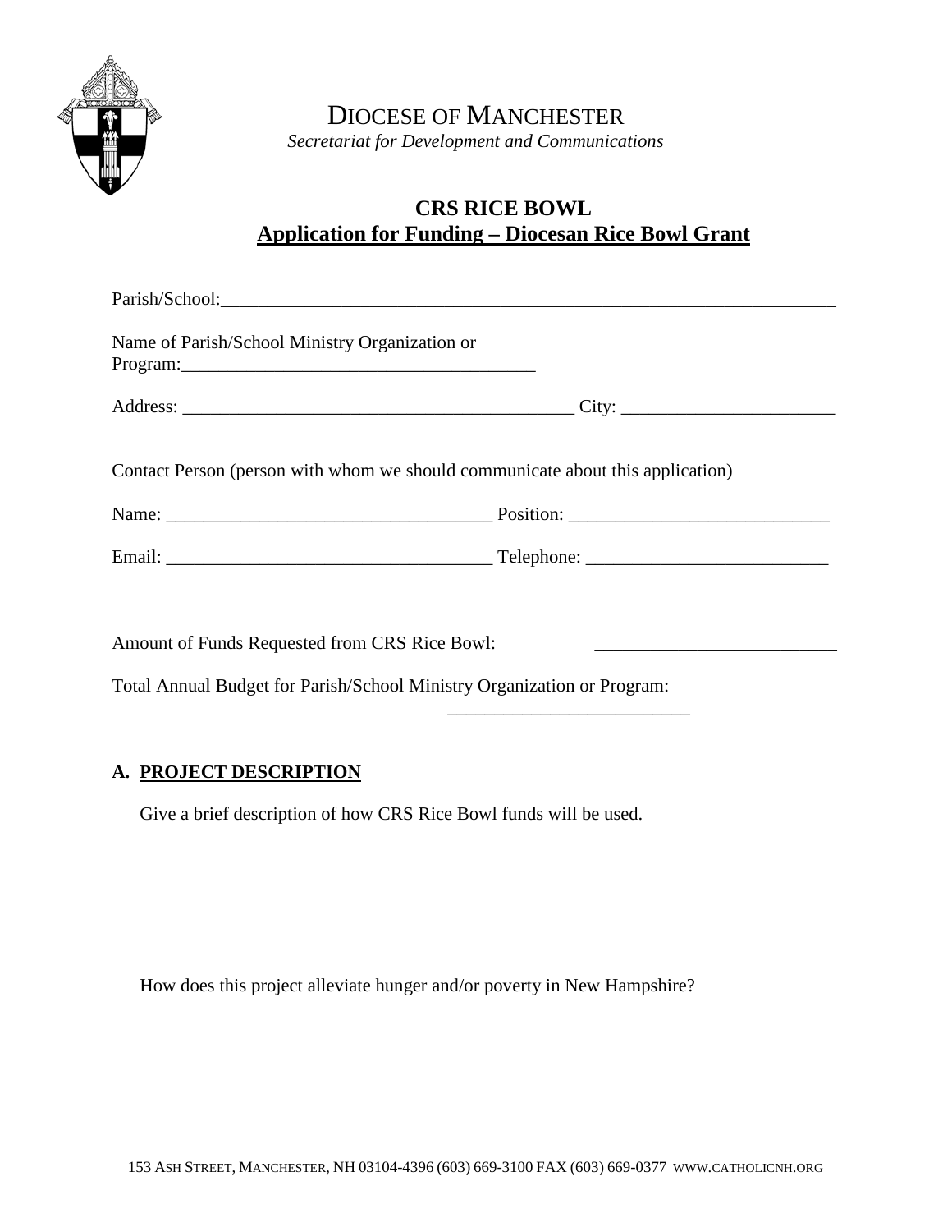# DIOCESE OF MANCHESTER

*Secretariat for Development and Communications*

## CRS RICE BOWL

## Application for Funding – Diocesan Rice Bowl Grant

Parish/School:_____________________________________________________________________

Name of Parish/School Ministry Organization or Program:_______________________________________

Address: ___________________________________________ City: _______________________

Contact Person (person with whom we should communicate about this application)

Name: __________________________________ Position: ___________________________

Email: __________________________________ Telephone: _________________________

Amount of Funds Requested from CRS Rice Bowl: _________________________

Total Annual Budget for Parish/School Ministry Organization or Program: _________________________

### A. PROJECT DESCRIPTION

Give a brief description of how CRS Rice Bowl funds will be used.

How does this project alleviate hunger and/or poverty in New Hampshire?

153 ASH STREET, MANCHESTER, NH 03104-4396 (603) 669-3100 FAX (603) 669-0377 WWW.CATHOLICNH.ORG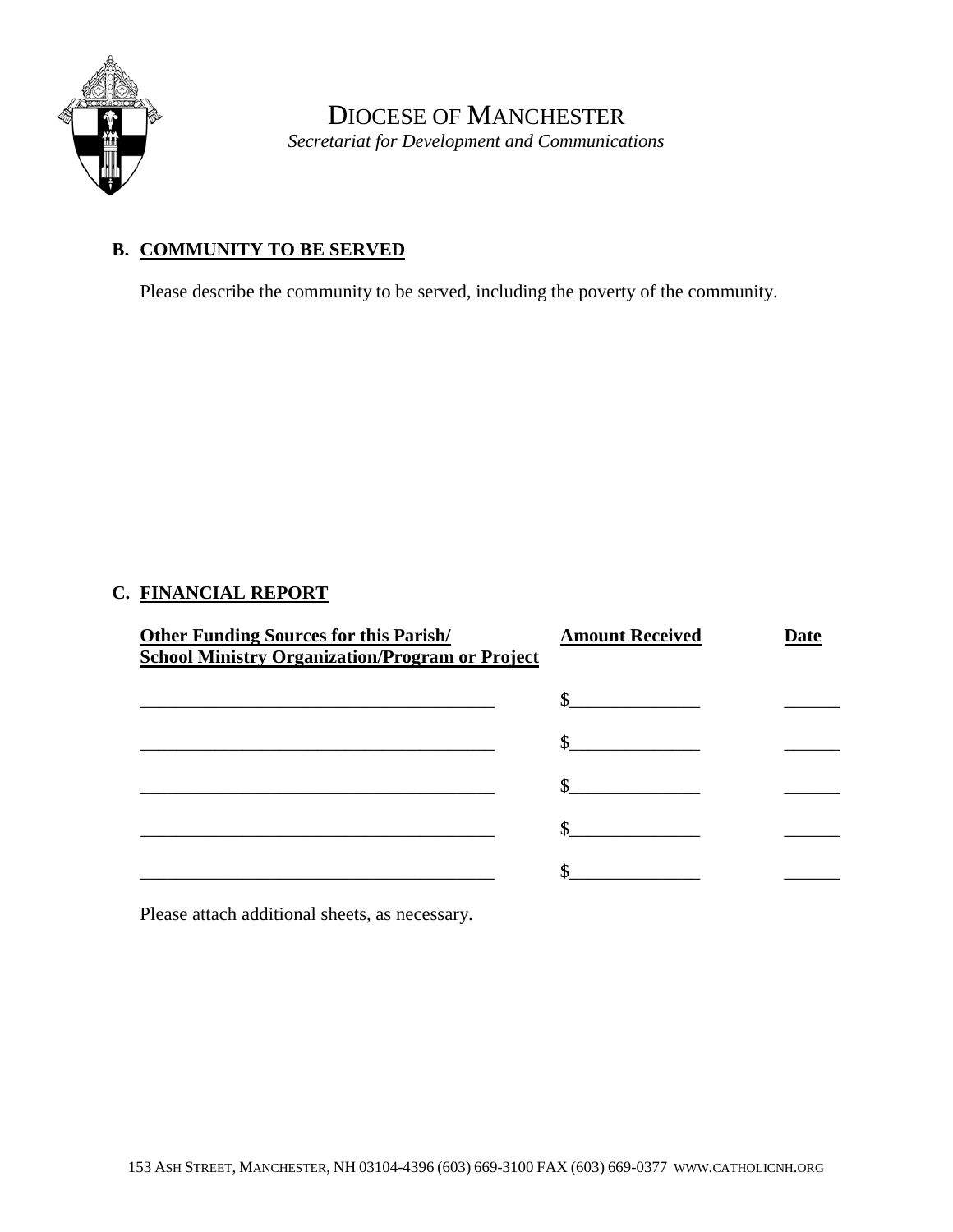# DIOCESE OF MANCHESTER

*Secretariat for Development and Communications*

## B. COMMUNITY TO BE SERVED

Please describe the community to be served, including the poverty of the community.

## C. FINANCIAL REPORT

| Other Funding Sources for this Parish/ School Ministry Organization/Program or Project | Amount Received | Date |
|---|---|---|
| ______________________________________ | $______________ | ______ |
| ______________________________________ | $______________ | ______ |
| ______________________________________ | $______________ | ______ |
| ______________________________________ | $______________ | ______ |
| ______________________________________ | $______________ | ______ |

Please attach additional sheets, as necessary.

153 ASH STREET, MANCHESTER, NH 03104-4396 (603) 669-3100 FAX (603) 669-0377 WWW.CATHOLICNH.ORG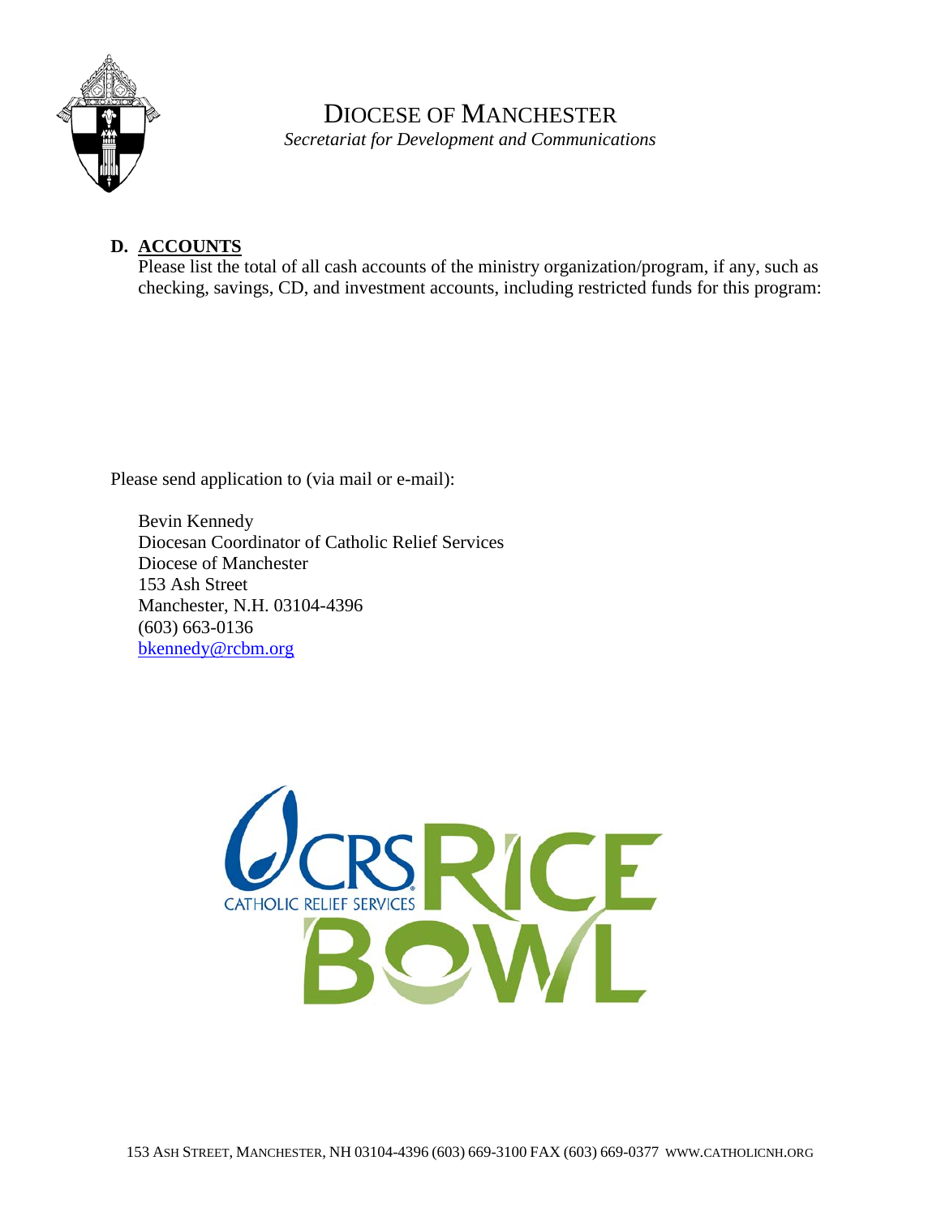# DIOCESE OF MANCHESTER

*Secretariat for Development and Communications*

**D. ACCOUNTS**

Please list the total of all cash accounts of the ministry organization/program, if any, such as checking, savings, CD, and investment accounts, including restricted funds for this program:

Please send application to (via mail or e-mail):

Bevin Kennedy
Diocesan Coordinator of Catholic Relief Services
Diocese of Manchester
153 Ash Street
Manchester, N.H. 03104-4396
(603) 663-0136
bkennedy@rcbm.org

CRS CATHOLIC RELIEF SERVICES RICE BOWL

153 ASH STREET, MANCHESTER, NH 03104-4396 (603) 669-3100 FAX (603) 669-0377 WWW.CATHOLICNH.ORG